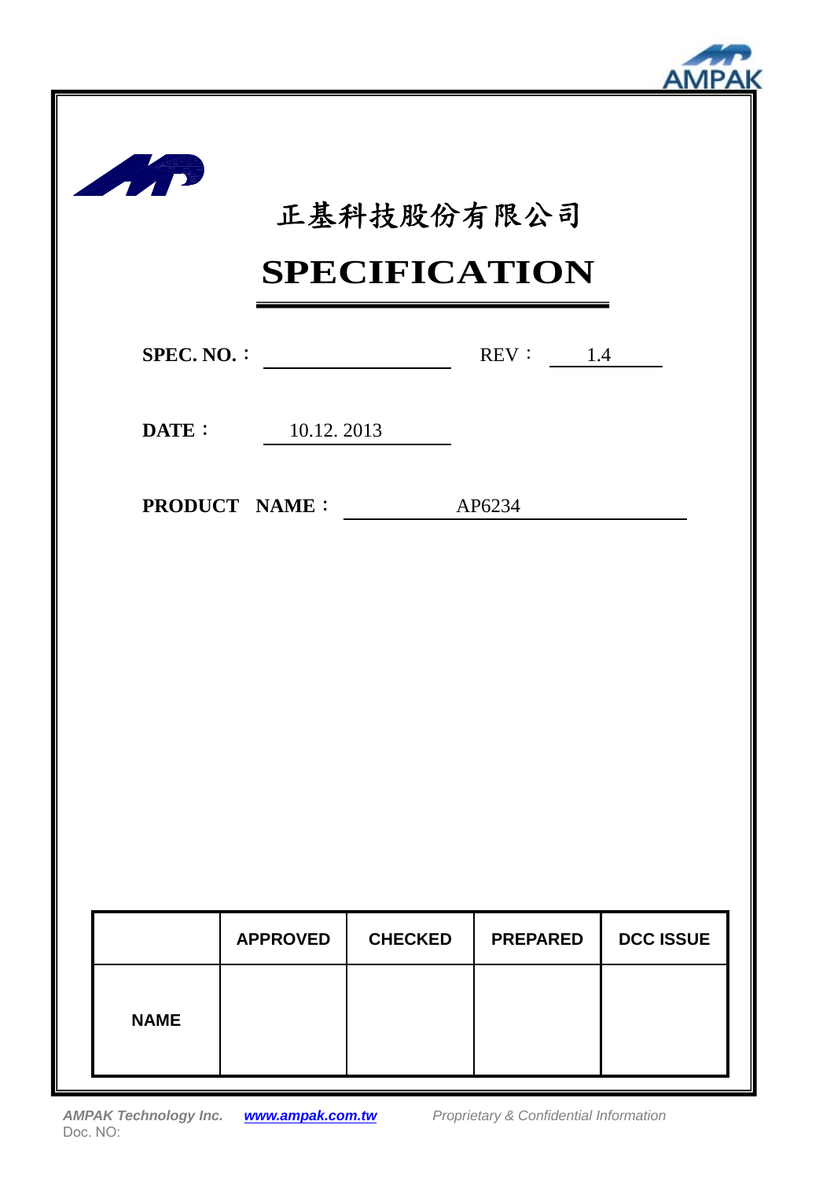# 正基科技股份有限公司

# SPECIFICATION

**SPEC. NO.：** REV： 1.4

**DATE：** 10.12. 2013

**PRODUCT NAME：** AP6234

| | APPROVED | CHECKED | PREPARED | DCC ISSUE |
|---|---|---|---|---|
| NAME | | | | |

*AMPAK Technology Inc.* *www.ampak.com.tw* *Proprietary & Confidential Information*

Doc. NO: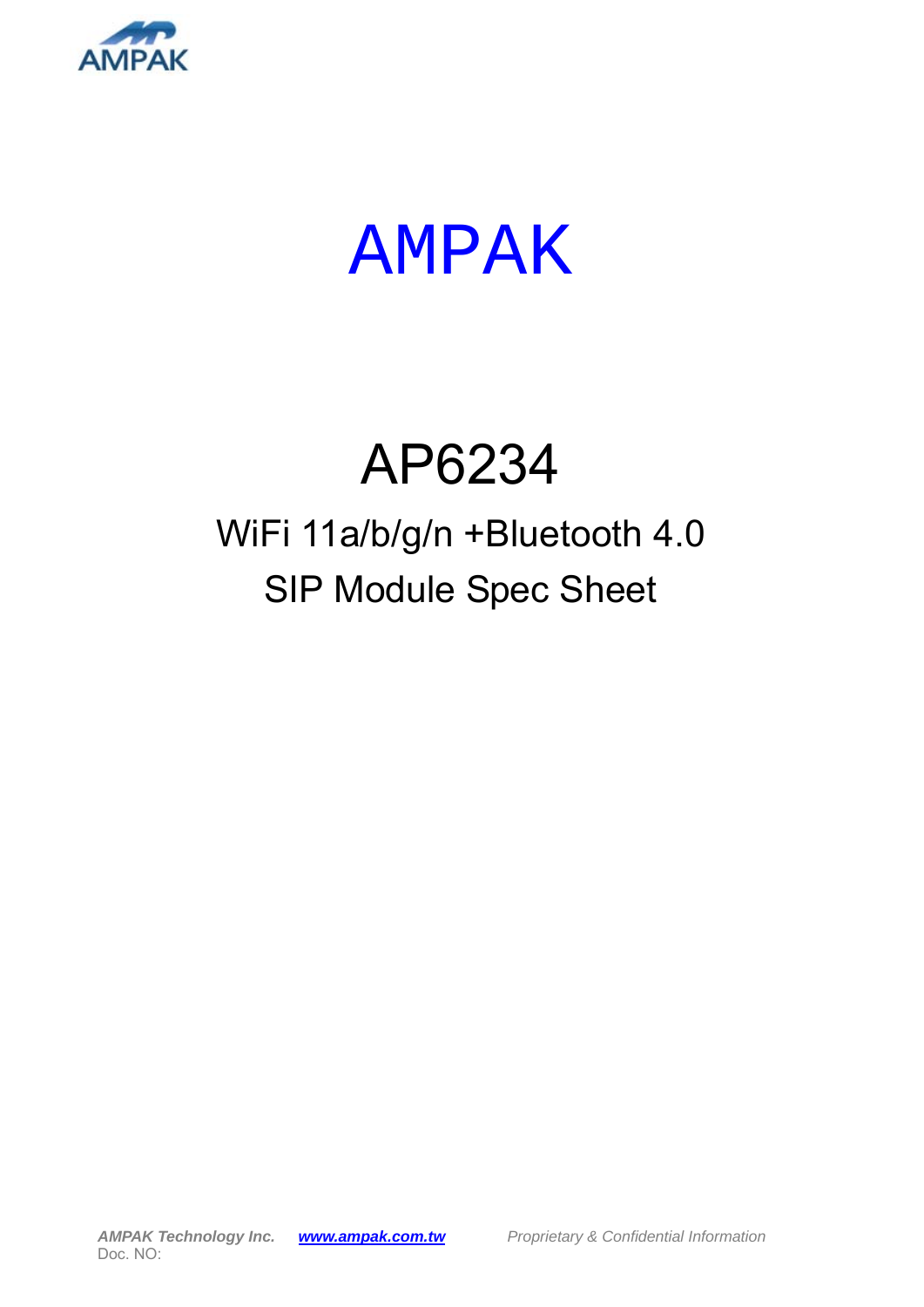# AMPAK

# AP6234

## WiFi 11a/b/g/n +Bluetooth 4.0

## SIP Module Spec Sheet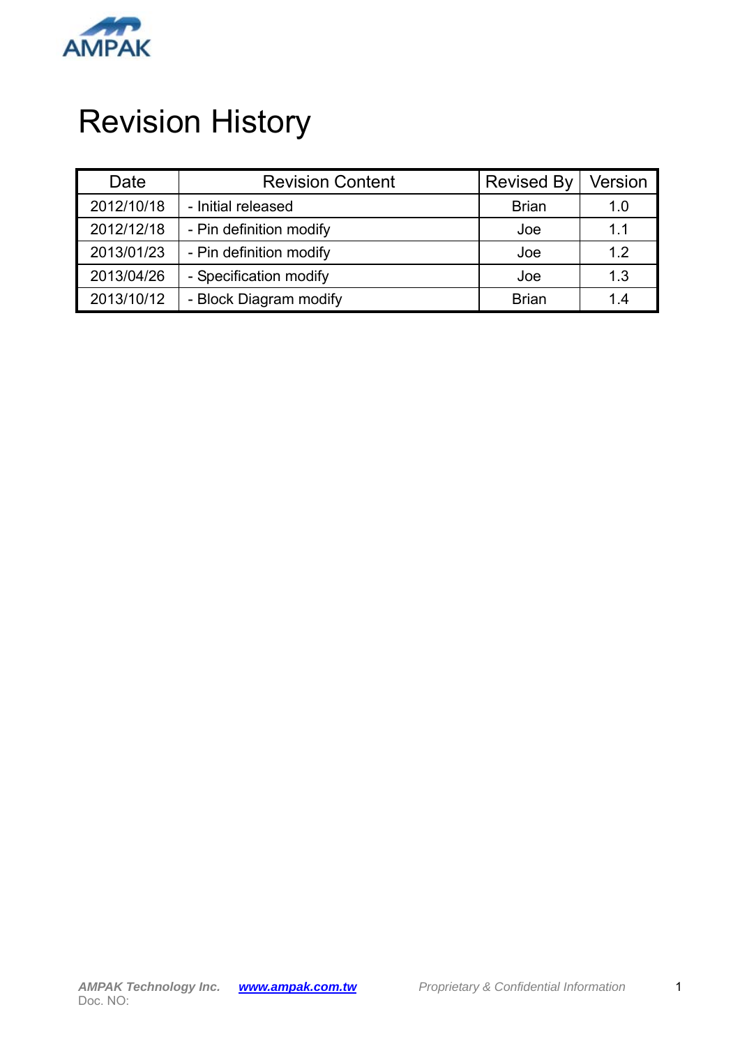# Revision History

| Date | Revision Content | Revised By | Version |
|---|---|---|---|
| 2012/10/18 | - Initial released | Brian | 1.0 |
| 2012/12/18 | - Pin definition modify | Joe | 1.1 |
| 2013/01/23 | - Pin definition modify | Joe | 1.2 |
| 2013/04/26 | - Specification modify | Joe | 1.3 |
| 2013/10/12 | - Block Diagram modify | Brian | 1.4 |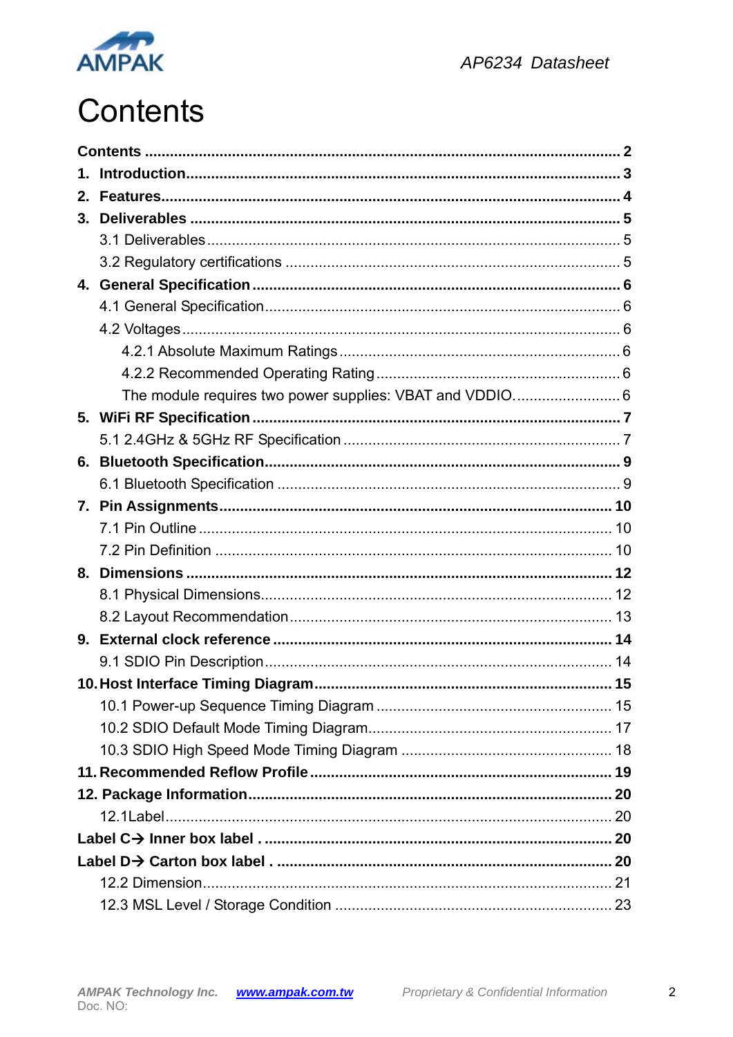# Contents

**Contents** .......... **2**

**1. Introduction** .......... **3**

**2. Features** .......... **4**

**3. Deliverables** .......... **5**

- 3.1 Deliverables .......... 5
- 3.2 Regulatory certifications .......... 5

**4. General Specification** .......... **6**

- 4.1 General Specification .......... 6
- 4.2 Voltages .......... 6
  - 4.2.1 Absolute Maximum Ratings .......... 6
  - 4.2.2 Recommended Operating Rating .......... 6
  - The module requires two power supplies: VBAT and VDDIO. .......... 6

**5. WiFi RF Specification** .......... **7**

- 5.1 2.4GHz & 5GHz RF Specification .......... 7

**6. Bluetooth Specification** .......... **9**

- 6.1 Bluetooth Specification .......... 9

**7. Pin Assignments** .......... **10**

- 7.1 Pin Outline .......... 10
- 7.2 Pin Definition .......... 10

**8. Dimensions** .......... **12**

- 8.1 Physical Dimensions .......... 12
- 8.2 Layout Recommendation .......... 13

**9. External clock reference** .......... **14**

- 9.1 SDIO Pin Description .......... 14

**10. Host Interface Timing Diagram** .......... **15**

- 10.1 Power-up Sequence Timing Diagram .......... 15
- 10.2 SDIO Default Mode Timing Diagram .......... 17
- 10.3 SDIO High Speed Mode Timing Diagram .......... 18

**11. Recommended Reflow Profile** .......... **19**

**12. Package Information** .......... **20**

- 12.1Label .......... 20

**Label C→ Inner box label .** .......... **20**

**Label D→ Carton box label .** .......... **20**

- 12.2 Dimension .......... 21
- 12.3 MSL Level / Storage Condition .......... 23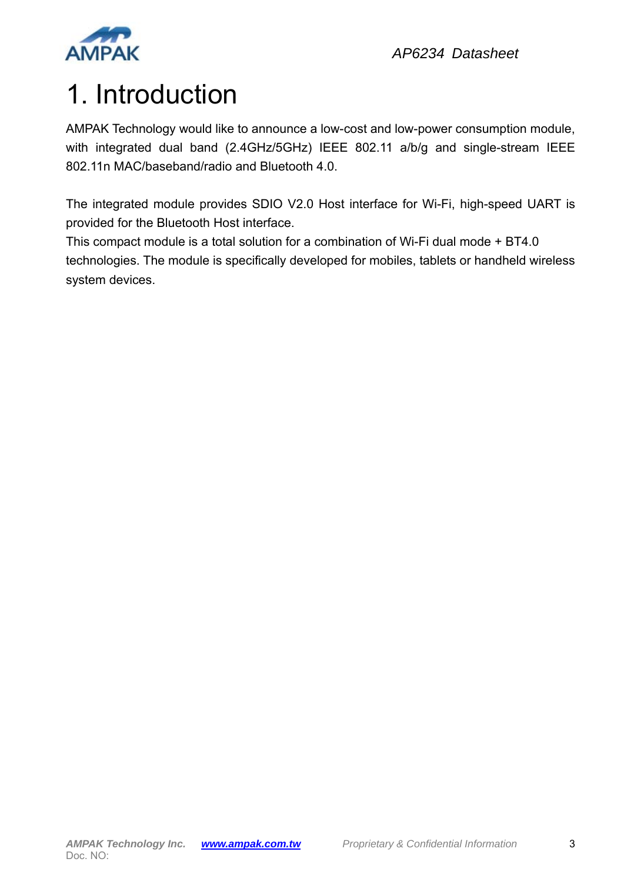# 1. Introduction

AMPAK Technology would like to announce a low-cost and low-power consumption module, with integrated dual band (2.4GHz/5GHz) IEEE 802.11 a/b/g and single-stream IEEE 802.11n MAC/baseband/radio and Bluetooth 4.0.

The integrated module provides SDIO V2.0 Host interface for Wi-Fi, high-speed UART is provided for the Bluetooth Host interface.
This compact module is a total solution for a combination of Wi-Fi dual mode + BT4.0 technologies. The module is specifically developed for mobiles, tablets or handheld wireless system devices.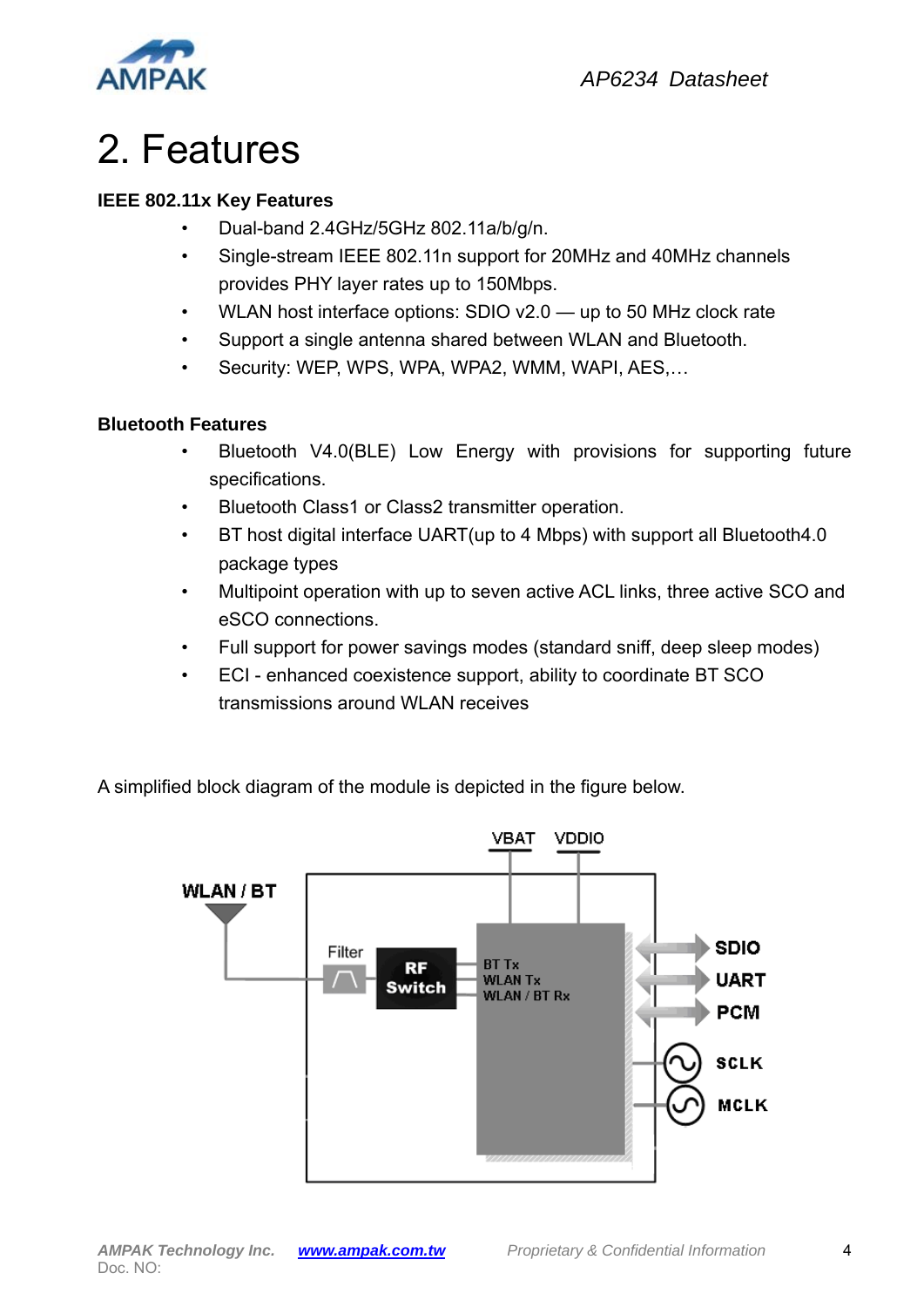# 2. Features

**IEEE 802.11x Key Features**

- Dual-band 2.4GHz/5GHz 802.11a/b/g/n.
- Single-stream IEEE 802.11n support for 20MHz and 40MHz channels provides PHY layer rates up to 150Mbps.
- WLAN host interface options: SDIO v2.0 — up to 50 MHz clock rate
- Support a single antenna shared between WLAN and Bluetooth.
- Security: WEP, WPS, WPA, WPA2, WMM, WAPI, AES,…

**Bluetooth Features**

- Bluetooth V4.0(BLE) Low Energy with provisions for supporting future specifications.
- Bluetooth Class1 or Class2 transmitter operation.
- BT host digital interface UART(up to 4 Mbps) with support all Bluetooth4.0 package types
- Multipoint operation with up to seven active ACL links, three active SCO and eSCO connections.
- Full support for power savings modes (standard sniff, deep sleep modes)
- ECI - enhanced coexistence support, ability to coordinate BT SCO transmissions around WLAN receives

A simplified block diagram of the module is depicted in the figure below.

VBAT VDDIO

WLAN / BT

Filter

RF Switch

BT Tx
WLAN Tx
WLAN / BT Rx

SDIO
UART
PCM
SCLK
MCLK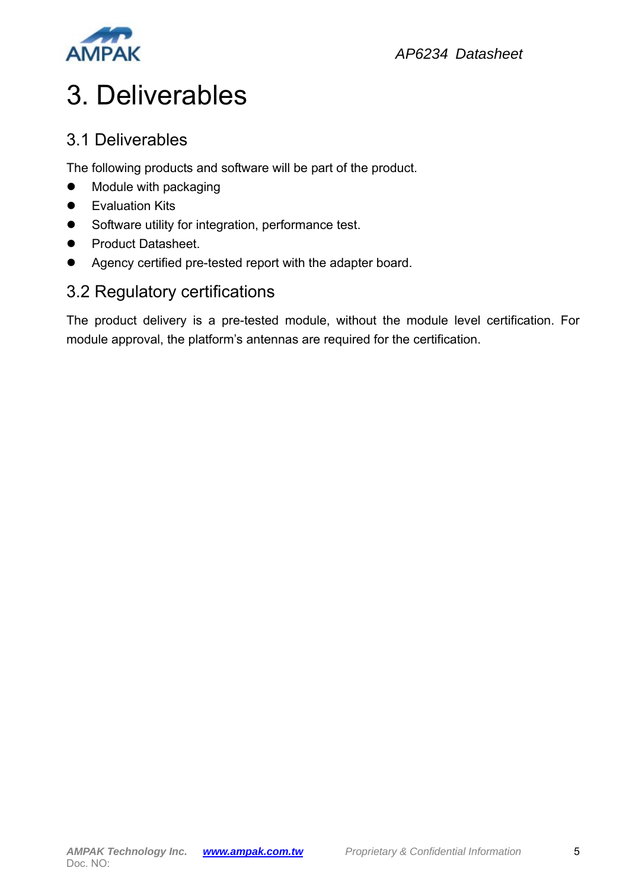# 3. Deliverables

## 3.1 Deliverables

The following products and software will be part of the product.

- Module with packaging
- Evaluation Kits
- Software utility for integration, performance test.
- Product Datasheet.
- Agency certified pre-tested report with the adapter board.

## 3.2 Regulatory certifications

The product delivery is a pre-tested module, without the module level certification. For module approval, the platform's antennas are required for the certification.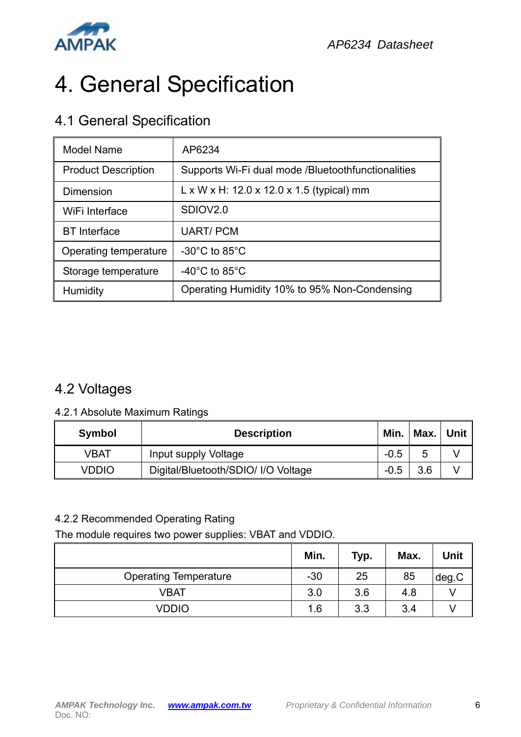# 4. General Specification

## 4.1 General Specification

| Model Name | AP6234 |
|---|---|
| Product Description | Supports Wi-Fi dual mode /Bluetoothfunctionalities |
| Dimension | L x W x H: 12.0 x 12.0 x 1.5 (typical) mm |
| WiFi Interface | SDIOV2.0 |
| BT Interface | UART/ PCM |
| Operating temperature | -30°C to 85°C |
| Storage temperature | -40°C to 85°C |
| Humidity | Operating Humidity 10% to 95% Non-Condensing |

## 4.2 Voltages

### 4.2.1 Absolute Maximum Ratings

| Symbol | Description | Min. | Max. | Unit |
|---|---|---|---|---|
| VBAT | Input supply Voltage | -0.5 | 5 | V |
| VDDIO | Digital/Bluetooth/SDIO/ I/O Voltage | -0.5 | 3.6 | V |

### 4.2.2 Recommended Operating Rating

The module requires two power supplies: VBAT and VDDIO.

| | Min. | Typ. | Max. | Unit |
|---|---|---|---|---|
| Operating Temperature | -30 | 25 | 85 | deg.C |
| VBAT | 3.0 | 3.6 | 4.8 | V |
| VDDIO | 1.6 | 3.3 | 3.4 | V |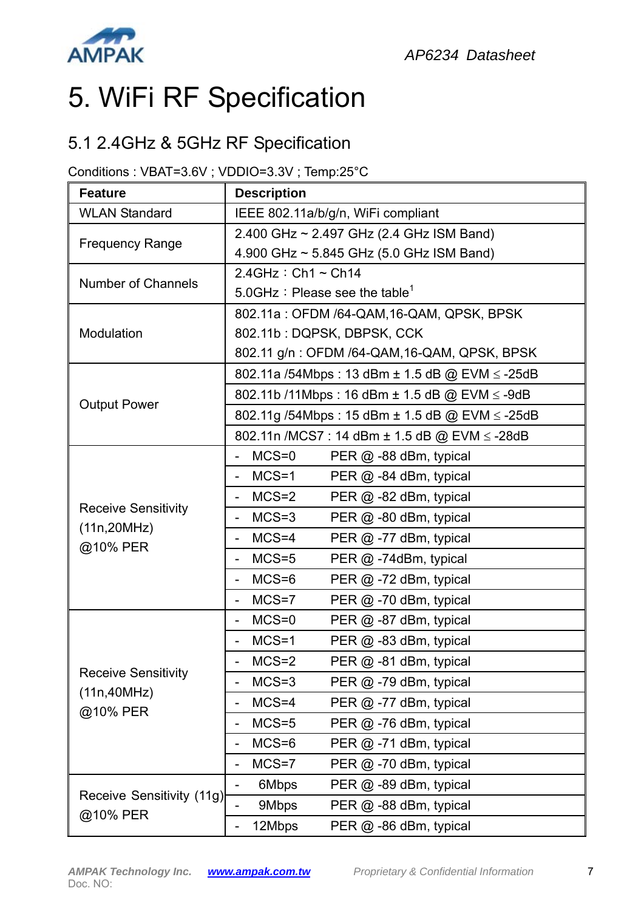# 5. WiFi RF Specification

## 5.1 2.4GHz & 5GHz RF Specification

Conditions : VBAT=3.6V ; VDDIO=3.3V ; Temp:25°C

| Feature | Description |
|---|---|
| WLAN Standard | IEEE 802.11a/b/g/n, WiFi compliant |
| Frequency Range | 2.400 GHz ~ 2.497 GHz (2.4 GHz ISM Band)<br>4.900 GHz ~ 5.845 GHz (5.0 GHz ISM Band) |
| Number of Channels | 2.4GHz：Ch1 ~ Ch14<br>5.0GHz：Please see the table[1] |
| Modulation | 802.11a : OFDM /64-QAM,16-QAM, QPSK, BPSK<br>802.11b : DQPSK, DBPSK, CCK<br>802.11 g/n : OFDM /64-QAM,16-QAM, QPSK, BPSK |
| Output Power | 802.11a /54Mbps : 13 dBm ± 1.5 dB @ EVM ≤ -25dB |
| | 802.11b /11Mbps : 16 dBm ± 1.5 dB @ EVM ≤ -9dB |
| | 802.11g /54Mbps : 15 dBm ± 1.5 dB @ EVM ≤ -25dB |
| | 802.11n /MCS7 : 14 dBm ± 1.5 dB @ EVM ≤ -28dB |
| Receive Sensitivity (11n,20MHz) @10% PER | - MCS=0 PER @ -88 dBm, typical |
| | - MCS=1 PER @ -84 dBm, typical |
| | - MCS=2 PER @ -82 dBm, typical |
| | - MCS=3 PER @ -80 dBm, typical |
| | - MCS=4 PER @ -77 dBm, typical |
| | - MCS=5 PER @ -74dBm, typical |
| | - MCS=6 PER @ -72 dBm, typical |
| | - MCS=7 PER @ -70 dBm, typical |
| Receive Sensitivity (11n,40MHz) @10% PER | - MCS=0 PER @ -87 dBm, typical |
| | - MCS=1 PER @ -83 dBm, typical |
| | - MCS=2 PER @ -81 dBm, typical |
| | - MCS=3 PER @ -79 dBm, typical |
| | - MCS=4 PER @ -77 dBm, typical |
| | - MCS=5 PER @ -76 dBm, typical |
| | - MCS=6 PER @ -71 dBm, typical |
| | - MCS=7 PER @ -70 dBm, typical |
| Receive Sensitivity (11g) @10% PER | - 6Mbps PER @ -89 dBm, typical |
| | - 9Mbps PER @ -88 dBm, typical |
| | - 12Mbps PER @ -86 dBm, typical |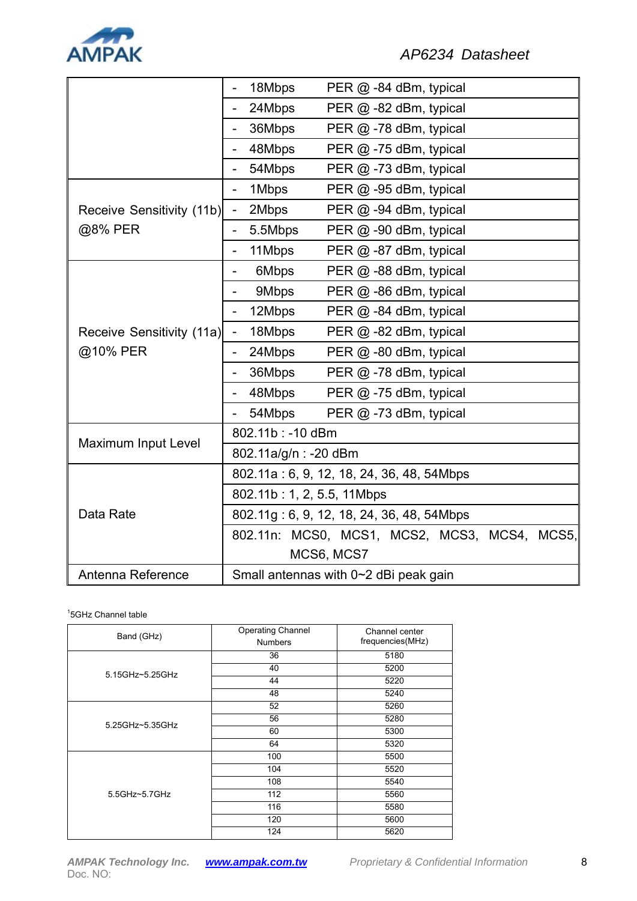| | | |
|---|---|---|
| | - 18Mbps | PER @ -84 dBm, typical |
| | - 24Mbps | PER @ -82 dBm, typical |
| | - 36Mbps | PER @ -78 dBm, typical |
| | - 48Mbps | PER @ -75 dBm, typical |
| | - 54Mbps | PER @ -73 dBm, typical |
| Receive Sensitivity (11b) @8% PER | - 1Mbps | PER @ -95 dBm, typical |
| | - 2Mbps | PER @ -94 dBm, typical |
| | - 5.5Mbps | PER @ -90 dBm, typical |
| | - 11Mbps | PER @ -87 dBm, typical |
| Receive Sensitivity (11a) @10% PER | - 6Mbps | PER @ -88 dBm, typical |
| | - 9Mbps | PER @ -86 dBm, typical |
| | - 12Mbps | PER @ -84 dBm, typical |
| | - 18Mbps | PER @ -82 dBm, typical |
| | - 24Mbps | PER @ -80 dBm, typical |
| | - 36Mbps | PER @ -78 dBm, typical |
| | - 48Mbps | PER @ -75 dBm, typical |
| | - 54Mbps | PER @ -73 dBm, typical |
| Maximum Input Level | 802.11b : -10 dBm | |
| | 802.11a/g/n : -20 dBm | |
| Data Rate | 802.11a : 6, 9, 12, 18, 24, 36, 48, 54Mbps | |
| | 802.11b : 1, 2, 5.5, 11Mbps | |
| | 802.11g : 6, 9, 12, 18, 24, 36, 48, 54Mbps | |
| | 802.11n: MCS0, MCS1, MCS2, MCS3, MCS4, MCS5, MCS6, MCS7 | |
| Antenna Reference | Small antennas with 0~2 dBi peak gain | |

[1]5GHz Channel table

| Band (GHz) | Operating Channel Numbers | Channel center frequencies(MHz) |
|---|---|---|
| 5.15GHz~5.25GHz | 36 | 5180 |
| | 40 | 5200 |
| | 44 | 5220 |
| | 48 | 5240 |
| 5.25GHz~5.35GHz | 52 | 5260 |
| | 56 | 5280 |
| | 60 | 5300 |
| | 64 | 5320 |
| 5.5GHz~5.7GHz | 100 | 5500 |
| | 104 | 5520 |
| | 108 | 5540 |
| | 112 | 5560 |
| | 116 | 5580 |
| | 120 | 5600 |
| | 124 | 5620 |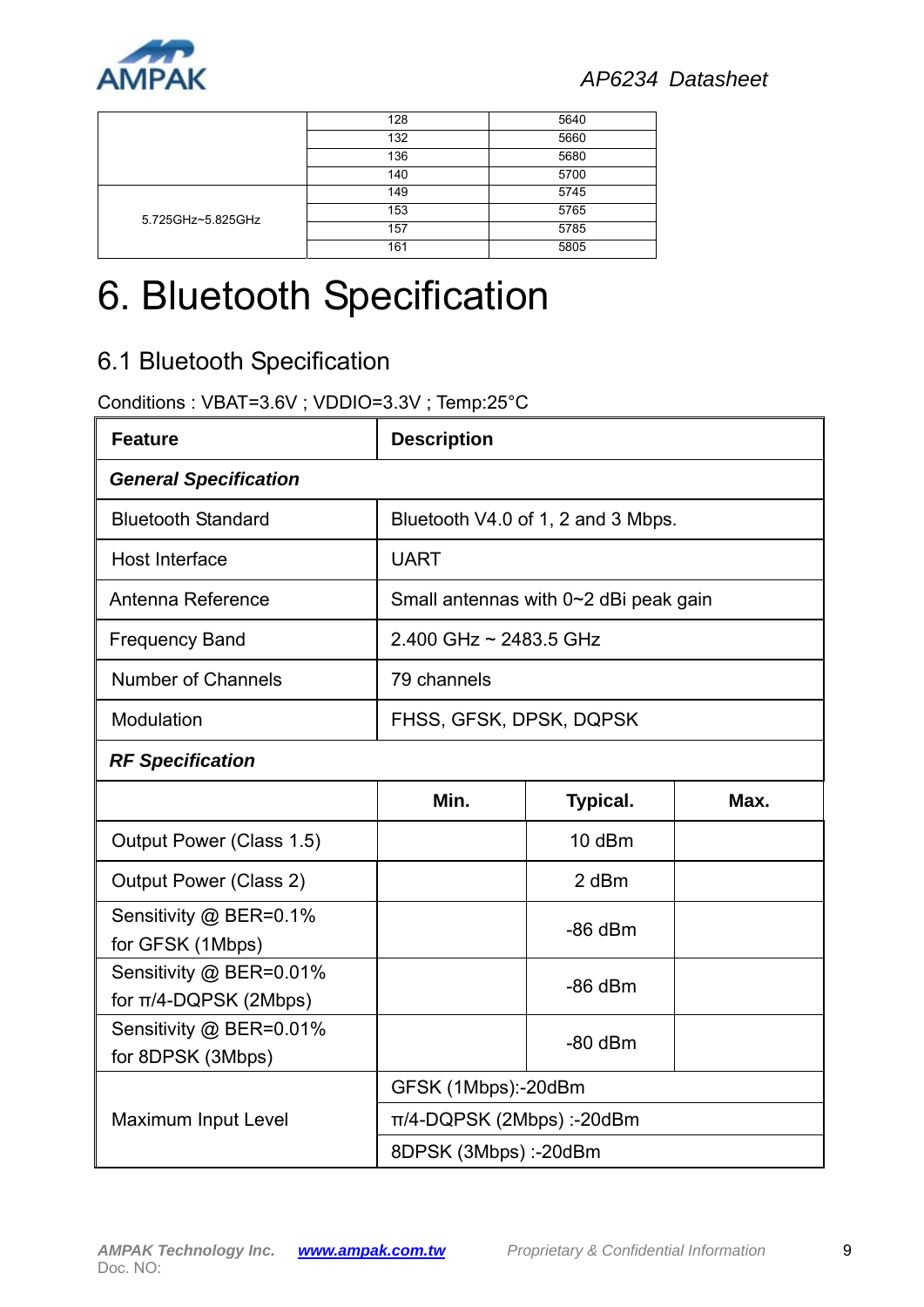| | | |
|---|---|---|
| | 128 | 5640 |
| | 132 | 5660 |
| | 136 | 5680 |
| | 140 | 5700 |
| 5.725GHz~5.825GHz | 149 | 5745 |
| | 153 | 5765 |
| | 157 | 5785 |
| | 161 | 5805 |

# 6. Bluetooth Specification

## 6.1 Bluetooth Specification

Conditions : VBAT=3.6V ; VDDIO=3.3V ; Temp:25°C

| **Feature** | **Description** | | |
|---|---|---|---|
| ***General Specification*** | | | |
| Bluetooth Standard | Bluetooth V4.0 of 1, 2 and 3 Mbps. | | |
| Host Interface | UART | | |
| Antenna Reference | Small antennas with 0~2 dBi peak gain | | |
| Frequency Band | 2.400 GHz ~ 2483.5 GHz | | |
| Number of Channels | 79 channels | | |
| Modulation | FHSS, GFSK, DPSK, DQPSK | | |
| ***RF Specification*** | | | |
| | **Min.** | **Typical.** | **Max.** |
| Output Power (Class 1.5) | | 10 dBm | |
| Output Power (Class 2) | | 2 dBm | |
| Sensitivity @ BER=0.1% for GFSK (1Mbps) | | -86 dBm | |
| Sensitivity @ BER=0.01% for π/4-DQPSK (2Mbps) | | -86 dBm | |
| Sensitivity @ BER=0.01% for 8DPSK (3Mbps) | | -80 dBm | |
| Maximum Input Level | GFSK (1Mbps):-20dBm | | |
| | π/4-DQPSK (2Mbps) :-20dBm | | |
| | 8DPSK (3Mbps) :-20dBm | | |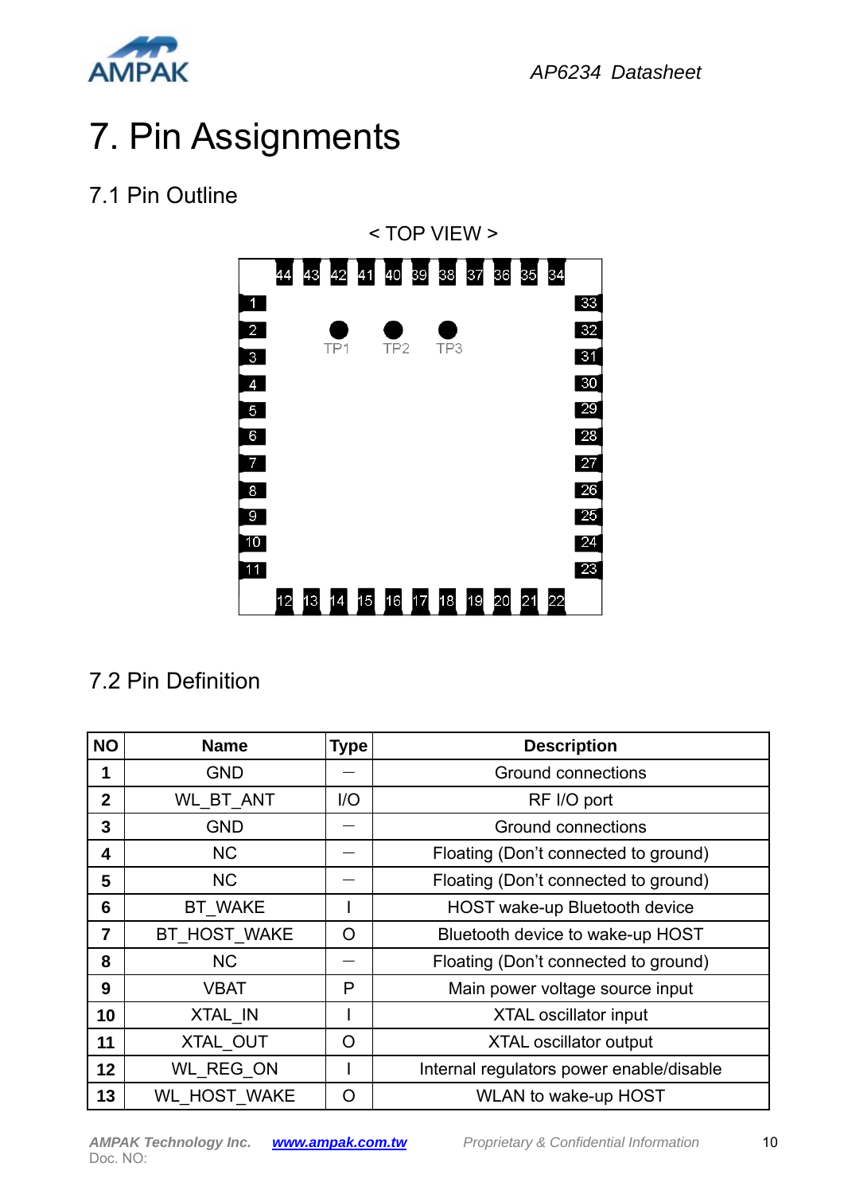# 7. Pin Assignments

## 7.1 Pin Outline

< TOP VIEW >

44 43 42 41 40 39 38 37 36 35 34

1 2 3 4 5 6 7 8 9 10 11

TP1 TP2 TP3

33 32 31 30 29 28 27 26 25 24 23

12 13 14 15 16 17 18 19 20 21 22

## 7.2 Pin Definition

| NO | Name | Type | Description |
|---|---|---|---|
| 1 | GND | — | Ground connections |
| 2 | WL_BT_ANT | I/O | RF I/O port |
| 3 | GND | — | Ground connections |
| 4 | NC | — | Floating (Don't connected to ground) |
| 5 | NC | — | Floating (Don't connected to ground) |
| 6 | BT_WAKE | I | HOST wake-up Bluetooth device |
| 7 | BT_HOST_WAKE | O | Bluetooth device to wake-up HOST |
| 8 | NC | — | Floating (Don't connected to ground) |
| 9 | VBAT | P | Main power voltage source input |
| 10 | XTAL_IN | I | XTAL oscillator input |
| 11 | XTAL_OUT | O | XTAL oscillator output |
| 12 | WL_REG_ON | I | Internal regulators power enable/disable |
| 13 | WL_HOST_WAKE | O | WLAN to wake-up HOST |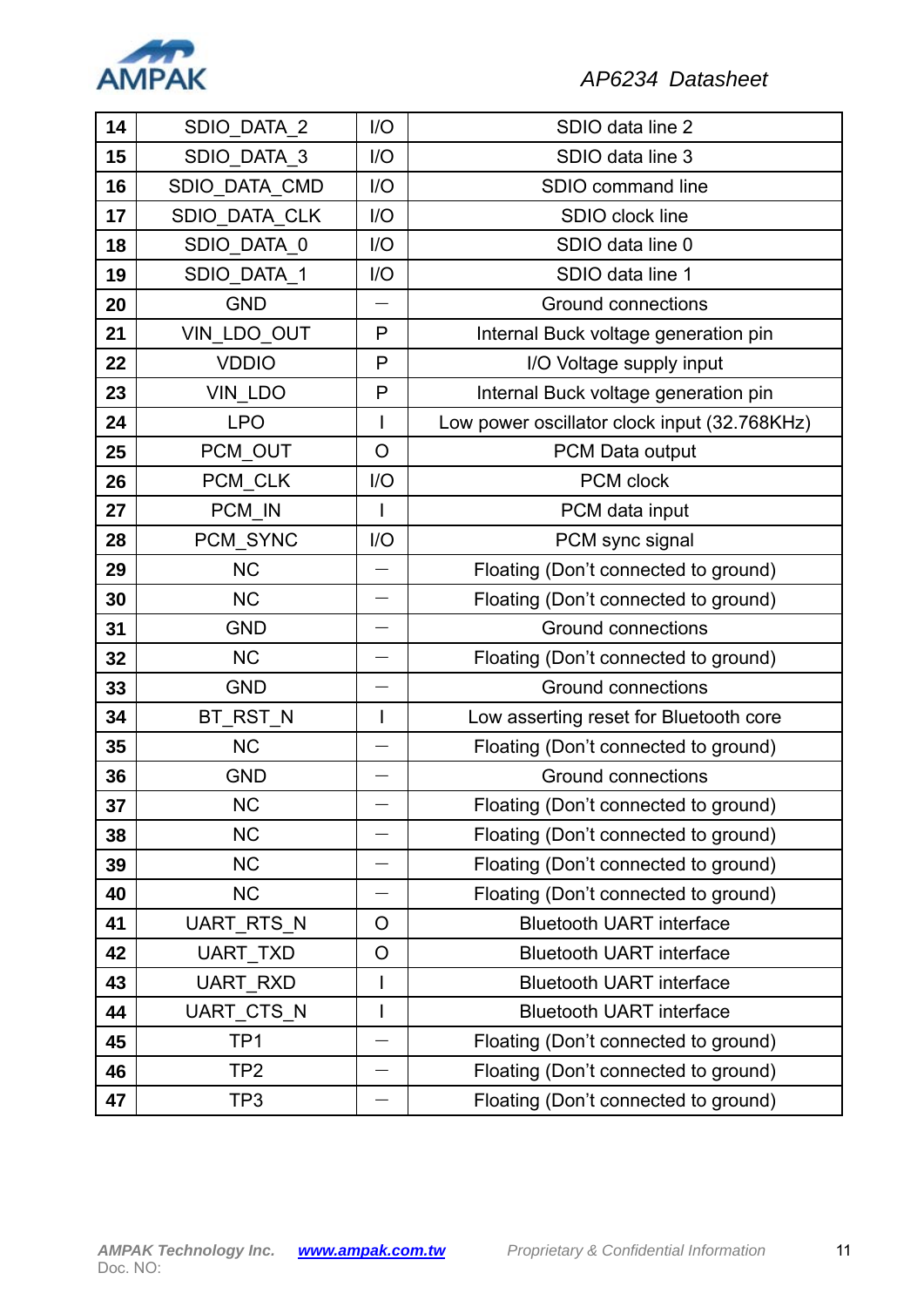| 14 | SDIO_DATA_2 | I/O | SDIO data line 2 |
|---|---|---|---|
| 15 | SDIO_DATA_3 | I/O | SDIO data line 3 |
| 16 | SDIO_DATA_CMD | I/O | SDIO command line |
| 17 | SDIO_DATA_CLK | I/O | SDIO clock line |
| 18 | SDIO_DATA_0 | I/O | SDIO data line 0 |
| 19 | SDIO_DATA_1 | I/O | SDIO data line 1 |
| 20 | GND | — | Ground connections |
| 21 | VIN_LDO_OUT | P | Internal Buck voltage generation pin |
| 22 | VDDIO | P | I/O Voltage supply input |
| 23 | VIN_LDO | P | Internal Buck voltage generation pin |
| 24 | LPO | I | Low power oscillator clock input (32.768KHz) |
| 25 | PCM_OUT | O | PCM Data output |
| 26 | PCM_CLK | I/O | PCM clock |
| 27 | PCM_IN | I | PCM data input |
| 28 | PCM_SYNC | I/O | PCM sync signal |
| 29 | NC | — | Floating (Don't connected to ground) |
| 30 | NC | — | Floating (Don't connected to ground) |
| 31 | GND | — | Ground connections |
| 32 | NC | — | Floating (Don't connected to ground) |
| 33 | GND | — | Ground connections |
| 34 | BT_RST_N | I | Low asserting reset for Bluetooth core |
| 35 | NC | — | Floating (Don't connected to ground) |
| 36 | GND | — | Ground connections |
| 37 | NC | — | Floating (Don't connected to ground) |
| 38 | NC | — | Floating (Don't connected to ground) |
| 39 | NC | — | Floating (Don't connected to ground) |
| 40 | NC | — | Floating (Don't connected to ground) |
| 41 | UART_RTS_N | O | Bluetooth UART interface |
| 42 | UART_TXD | O | Bluetooth UART interface |
| 43 | UART_RXD | I | Bluetooth UART interface |
| 44 | UART_CTS_N | I | Bluetooth UART interface |
| 45 | TP1 | — | Floating (Don't connected to ground) |
| 46 | TP2 | — | Floating (Don't connected to ground) |
| 47 | TP3 | — | Floating (Don't connected to ground) |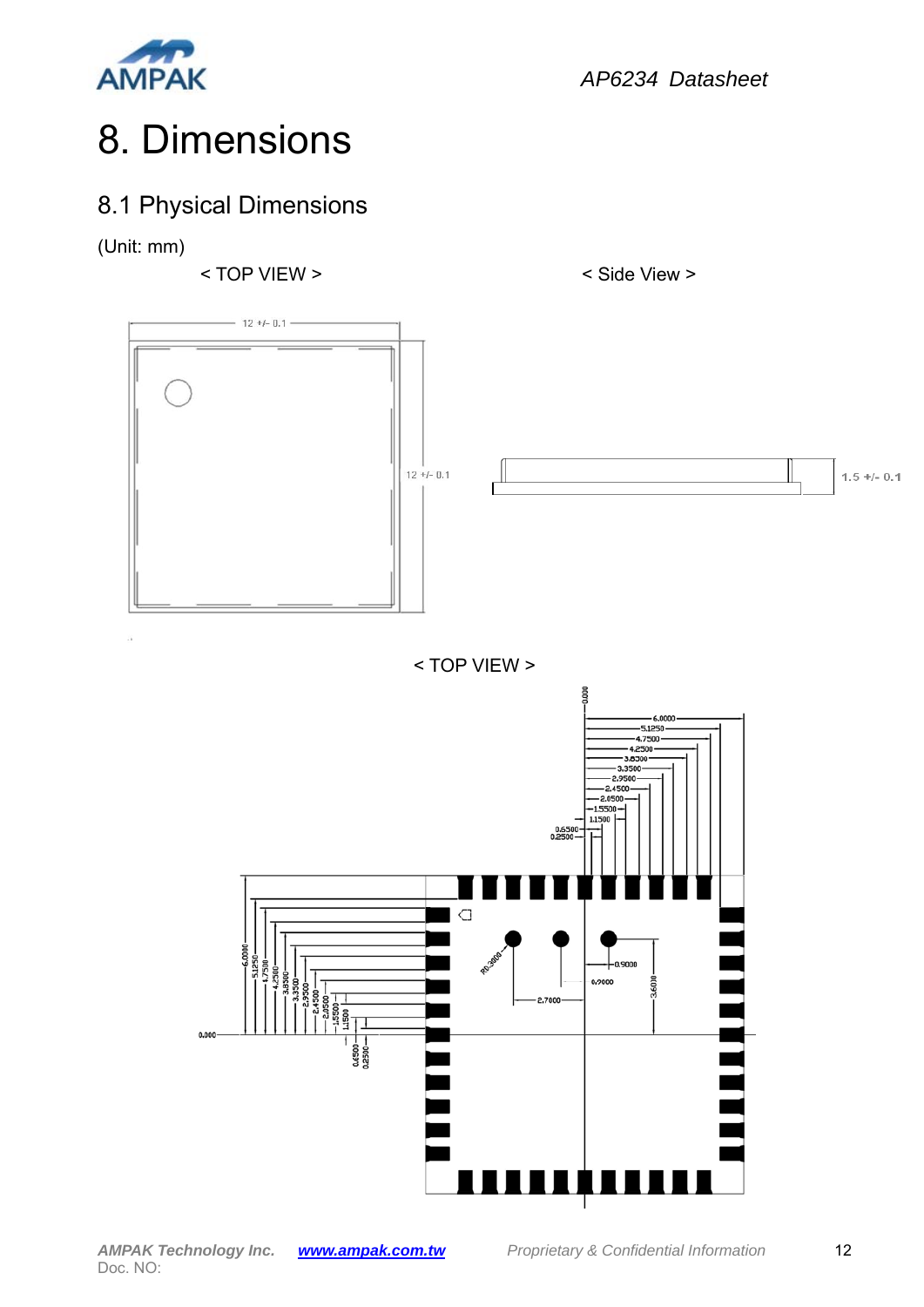# 8. Dimensions

## 8.1 Physical Dimensions

(Unit: mm)

< TOP VIEW >

12 +/- 0.1

12 +/- 0.1

< Side View >

1.5 +/- 0.1

< TOP VIEW >

0.000

6.0000
5.1250
4.7500
4.2500
3.8500
3.3500
2.9500
2.4500
2.0500
1.5500
1.1500
0.6500
0.2500

0.000

6.0000
5.1250
4.7500
4.2500
3.8500
3.3500
2.9500
2.4500
2.0500
1.5500
1.1500
0.6500
0.2500

R0.3000

2.7000

0.9000

0.2000

3.6000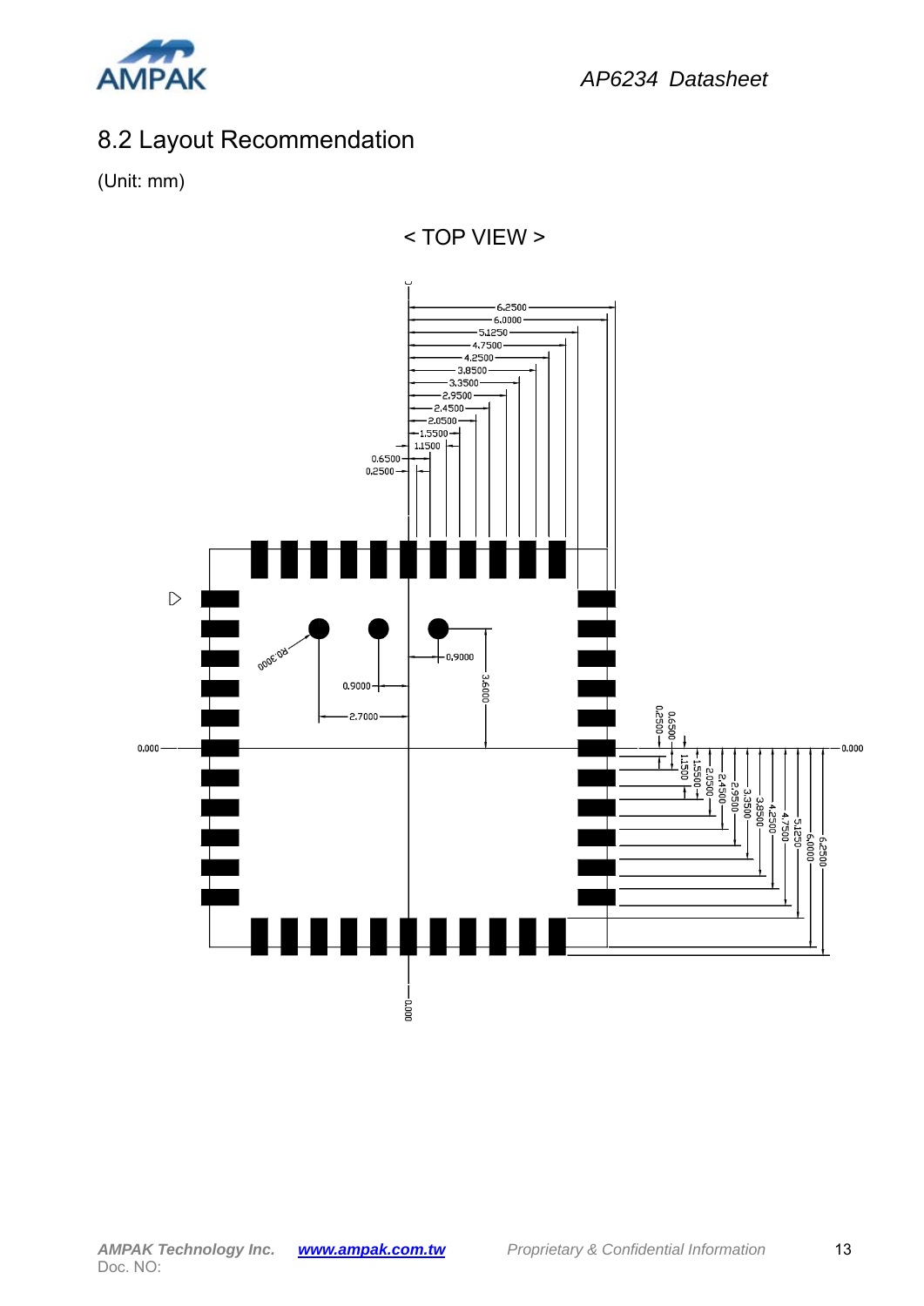## 8.2 Layout Recommendation

(Unit: mm)

< TOP VIEW >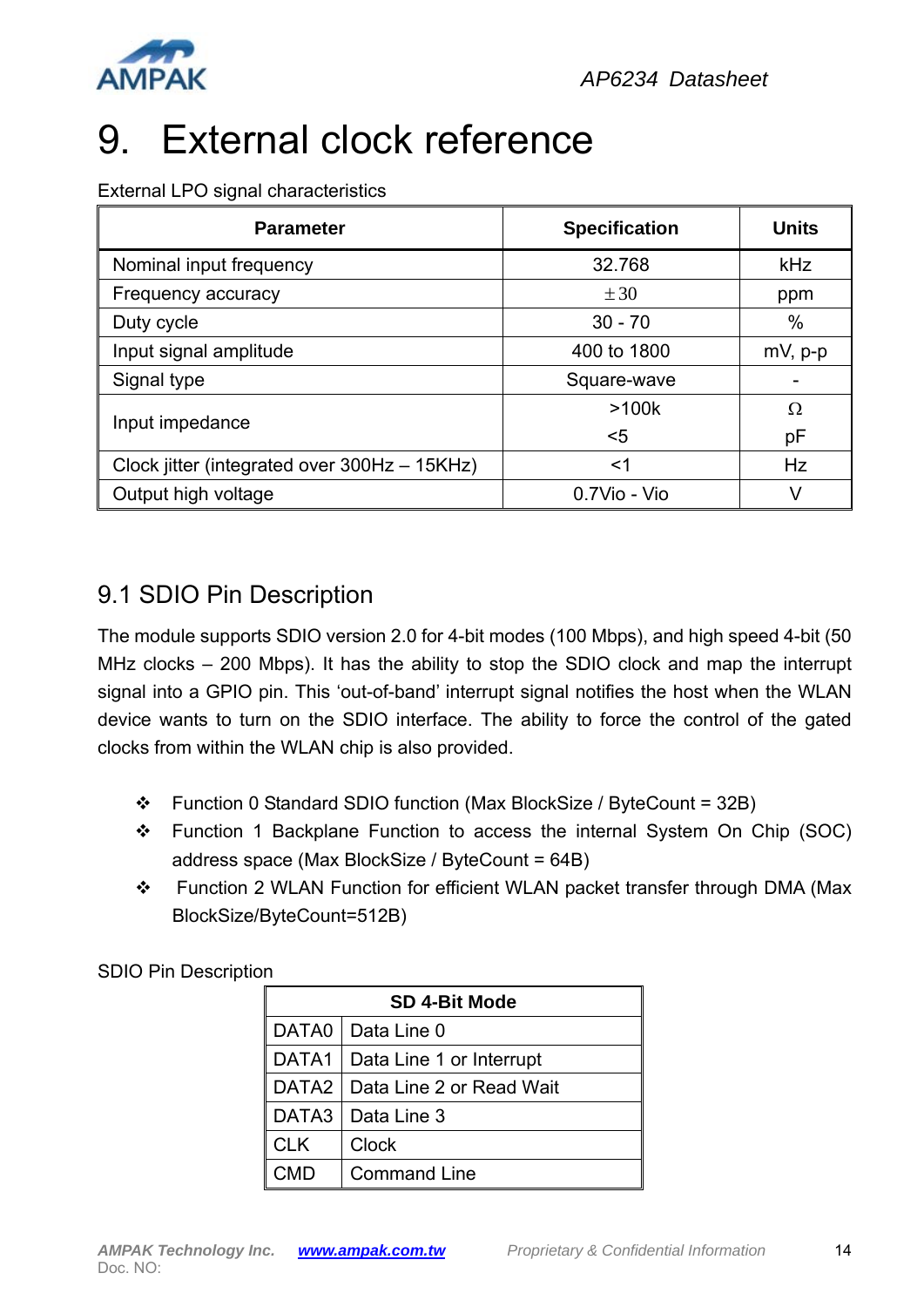# 9. External clock reference

External LPO signal characteristics

| Parameter | Specification | Units |
|---|---|---|
| Nominal input frequency | 32.768 | kHz |
| Frequency accuracy | ±30 | ppm |
| Duty cycle | 30 - 70 | % |
| Input signal amplitude | 400 to 1800 | mV, p-p |
| Signal type | Square-wave | - |
| Input impedance | >100k<br><5 | Ω<br>pF |
| Clock jitter (integrated over 300Hz – 15KHz) | <1 | Hz |
| Output high voltage | 0.7Vio - Vio | V |

## 9.1 SDIO Pin Description

The module supports SDIO version 2.0 for 4-bit modes (100 Mbps), and high speed 4-bit (50 MHz clocks – 200 Mbps). It has the ability to stop the SDIO clock and map the interrupt signal into a GPIO pin. This 'out-of-band' interrupt signal notifies the host when the WLAN device wants to turn on the SDIO interface. The ability to force the control of the gated clocks from within the WLAN chip is also provided.

- Function 0 Standard SDIO function (Max BlockSize / ByteCount = 32B)
- Function 1 Backplane Function to access the internal System On Chip (SOC) address space (Max BlockSize / ByteCount = 64B)
- Function 2 WLAN Function for efficient WLAN packet transfer through DMA (Max BlockSize/ByteCount=512B)

SDIO Pin Description

| SD 4-Bit Mode | |
|---|---|
| DATA0 | Data Line 0 |
| DATA1 | Data Line 1 or Interrupt |
| DATA2 | Data Line 2 or Read Wait |
| DATA3 | Data Line 3 |
| CLK | Clock |
| CMD | Command Line |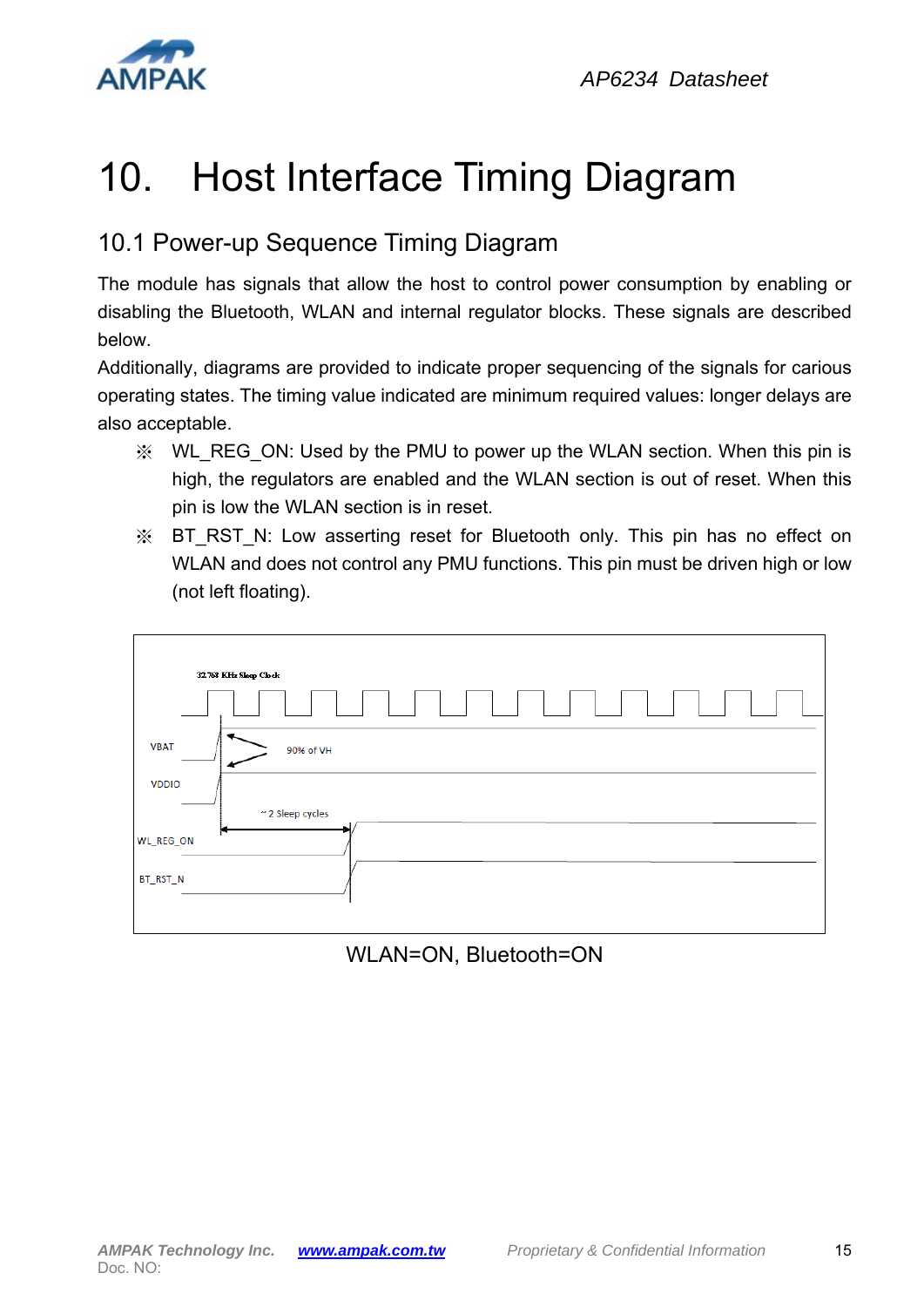# 10. Host Interface Timing Diagram

## 10.1 Power-up Sequence Timing Diagram

The module has signals that allow the host to control power consumption by enabling or disabling the Bluetooth, WLAN and internal regulator blocks. These signals are described below.

Additionally, diagrams are provided to indicate proper sequencing of the signals for carious operating states. The timing value indicated are minimum required values: longer delays are also acceptable.

- ※ WL_REG_ON: Used by the PMU to power up the WLAN section. When this pin is high, the regulators are enabled and the WLAN section is out of reset. When this pin is low the WLAN section is in reset.
- ※ BT_RST_N: Low asserting reset for Bluetooth only. This pin has no effect on WLAN and does not control any PMU functions. This pin must be driven high or low (not left floating).

32.768 KHz Sleep Clock

VBAT

90% of VH

VDDIO

~ 2 Sleep cycles

WL_REG_ON

BT_RST_N

WLAN=ON, Bluetooth=ON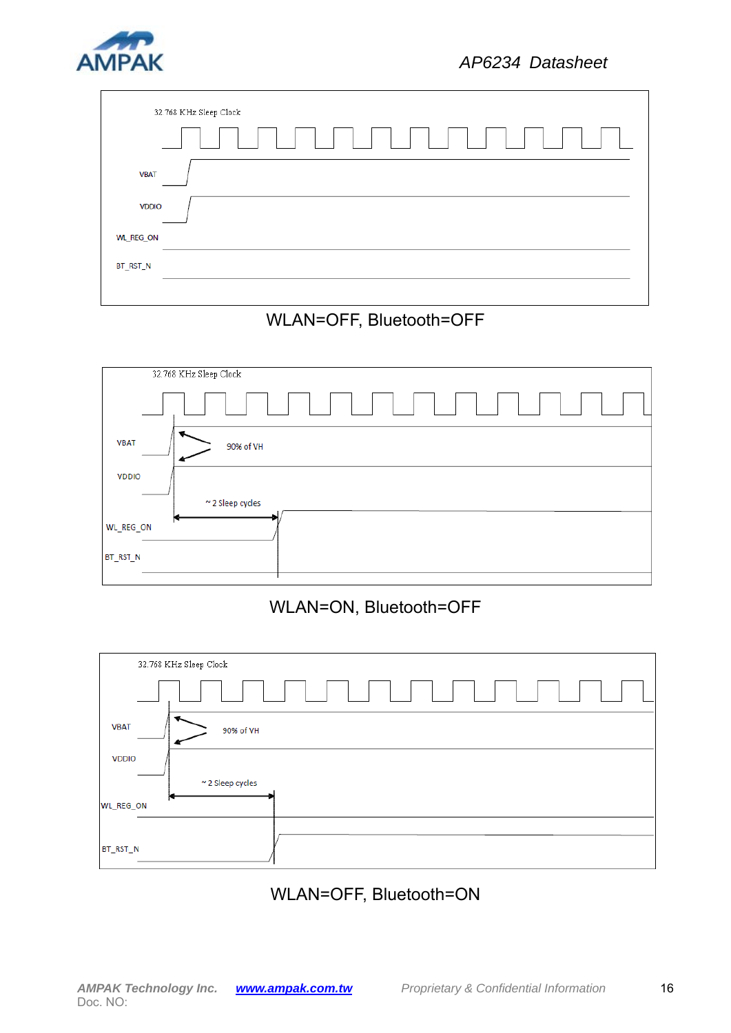32.768 KHz Sleep Clock

VBAT

VDDIO

WL_REG_ON

BT_RST_N

WLAN=OFF, Bluetooth=OFF

32.768 KHz Sleep Clock

VBAT

90% of VH

VDDIO

~ 2 Sleep cycles

WL_REG_ON

BT_RST_N

WLAN=ON, Bluetooth=OFF

32.768 KHz Sleep Clock

VBAT

90% of VH

VDDIO

~ 2 Sleep cycles

WL_REG_ON

BT_RST_N

WLAN=OFF, Bluetooth=ON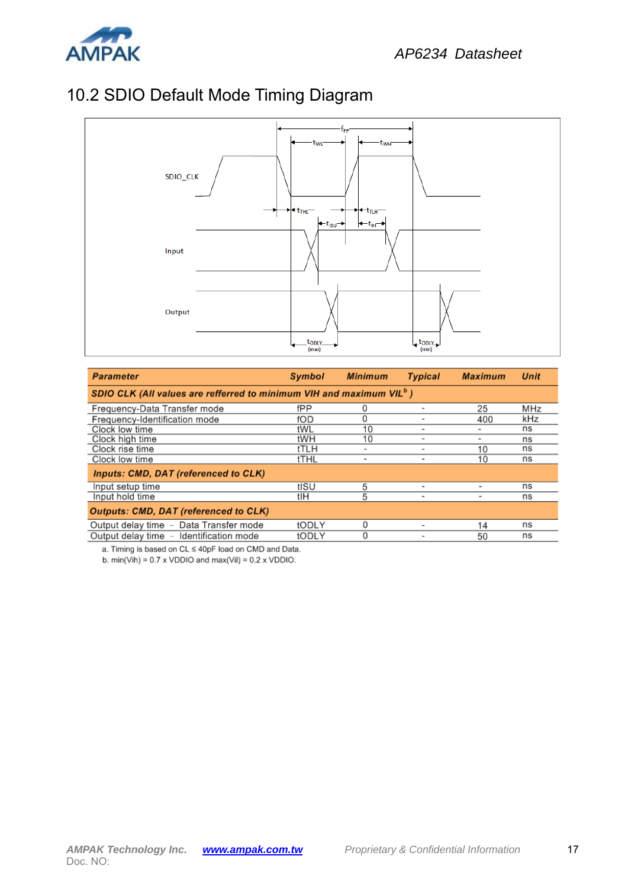## 10.2 SDIO Default Mode Timing Diagram

| Parameter | Symbol | Minimum | Typical | Maximum | Unit |
|---|---|---|---|---|---|
| ***SDIO CLK (All values are referred to minimum VIH and maximum VIL[b] )*** | | | | | |
| Frequency-Data Transfer mode | fPP | 0 | - | 25 | MHz |
| Frequency-Identification mode | fOD | 0 | - | 400 | kHz |
| Clock low time | tWL | 10 | - | - | ns |
| Clock high time | tWH | 10 | - | - | ns |
| Clock rise time | tTLH | - | - | 10 | ns |
| Clock low time | tTHL | - | - | 10 | ns |
| ***Inputs: CMD, DAT (referenced to CLK)*** | | | | | |
| Input setup time | tISU | 5 | - | - | ns |
| Input hold time | tIH | 5 | - | - | ns |
| ***Outputs: CMD, DAT (referenced to CLK)*** | | | | | |
| Output delay time – Data Transfer mode | tODLY | 0 | - | 14 | ns |
| Output delay time – Identification mode | tODLY | 0 | - | 50 | ns |

a. Timing is based on CL ≤ 40pF load on CMD and Data.

b. min(Vih) = 0.7 x VDDIO and max(Vil) = 0.2 x VDDIO.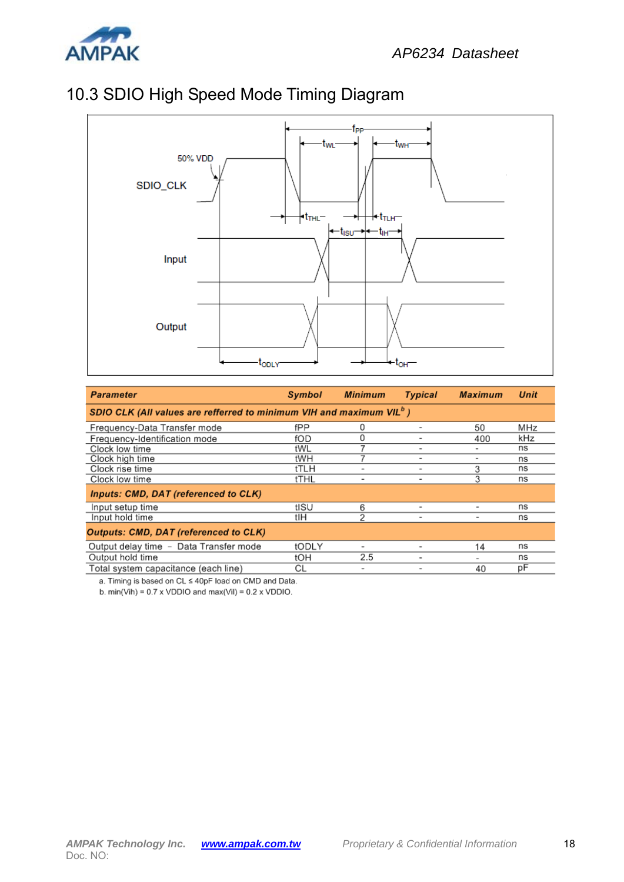## 10.3 SDIO High Speed Mode Timing Diagram

| Parameter | Symbol | Minimum | Typical | Maximum | Unit |
|---|---|---|---|---|---|
| ***SDIO CLK (All values are refferred to minimum VIH and maximum VIL[b])*** | | | | | |
| Frequency-Data Transfer mode | fPP | 0 | - | 50 | MHz |
| Frequency-Identification mode | fOD | 0 | - | 400 | kHz |
| Clock low time | tWL | 7 | - | - | ns |
| Clock high time | tWH | 7 | - | - | ns |
| Clock rise time | tTLH | - | - | 3 | ns |
| Clock low time | tTHL | - | - | 3 | ns |
| ***Inputs: CMD, DAT (referenced to CLK)*** | | | | | |
| Input setup time | tISU | 6 | - | - | ns |
| Input hold time | tIH | 2 | - | - | ns |
| ***Outputs: CMD, DAT (referenced to CLK)*** | | | | | |
| Output delay time – Data Transfer mode | tODLY | - | - | 14 | ns |
| Output hold time | tOH | 2.5 | - | - | ns |
| Total system capacitance (each line) | CL | - | - | 40 | pF |

a. Timing is based on CL ≤ 40pF load on CMD and Data.

b. min(Vih) = 0.7 x VDDIO and max(Vil) = 0.2 x VDDIO.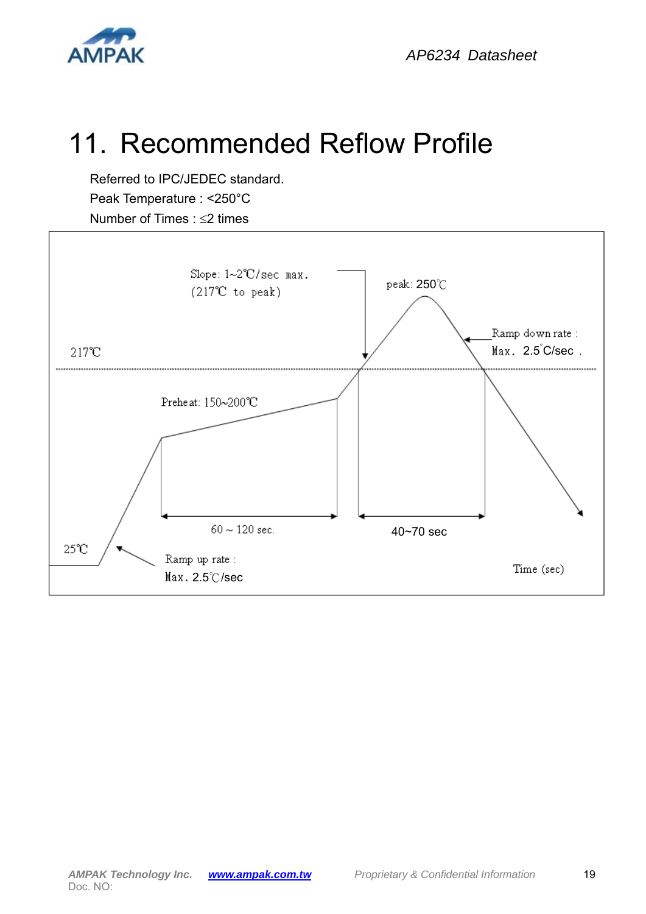# 11. Recommended Reflow Profile

Referred to IPC/JEDEC standard.

Peak Temperature : <250°C

Number of Times : ≤2 times

Slope: 1~2℃/sec max.
(217℃ to peak)

peak: 250℃

Ramp down rate :
Max. 2.5°C/sec .

217℃

Preheat: 150~200℃

60 ~ 120 sec.

40~70 sec

25℃

Ramp up rate :
Max. 2.5℃/sec

Time (sec)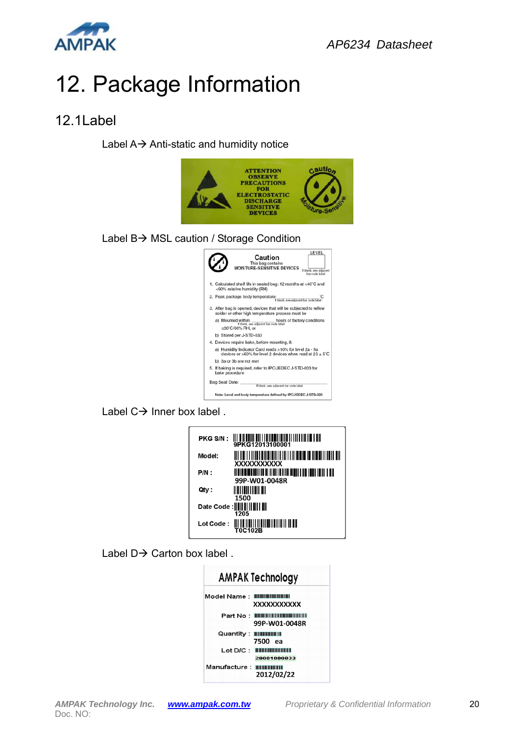# 12. Package Information

## 12.1Label

Label A→ Anti-static and humidity notice

ATTENTION
OBSERVE
PRECAUTIONS
FOR
ELECTROSTATIC
DISCHARGE
SENSITIVE
DEVICES

Caution
Moisture-Sensitive

Label B→ MSL caution / Storage Condition

Caution
This bag contains
MOISTURE-SENSITIVE DEVICES

LEVEL

If blank, see adjacent bar code label

1. Calculated shelf life in sealed bag: 12 months at <40°C and <90% relative humidity (RH)
2. Peak package body temperature: ________ °C
   If blank, see adjacent bar code label
3. After bag is opened, devices that will be subjected to reflow solder or other high temperature process must be
   a) Mounted within: ________ hours of factory conditions
      If blank, see adjacent bar code label
      ≤30°C/60% RH, or
   b) Stored per J-STD-033
4. Devices require bake, before mounting, if:
   a) Humidity Indicator Card reads >10% for level 2a - 5a devices or >60% for level 2 devices when read at 23 ± 5°C
   b) 3a or 3b are not met
5. If baking is required, refer to IPC/JEDEC J-STD-033 for bake procedure

Bag Seal Date: ________
If blank, see adjacent bar code label

Note: Level and body temperature defined by IPC/JEDEC J-STD-020

Label C→ Inner box label .

PKG S/N : 9PKG12013100001
Model: XXXXXXXXXXX
P/N : 99P-W01-0048R
Qty : 1500
Date Code : 1205
Lot Code : T0C102B

Label D→ Carton box label .

AMPAK Technology
Model Name : XXXXXXXXXXX
Part No : 99P-W01-0048R
Quantity : 7500 ea
Lot D/C : 20081000033
Manufacture : 2012/02/22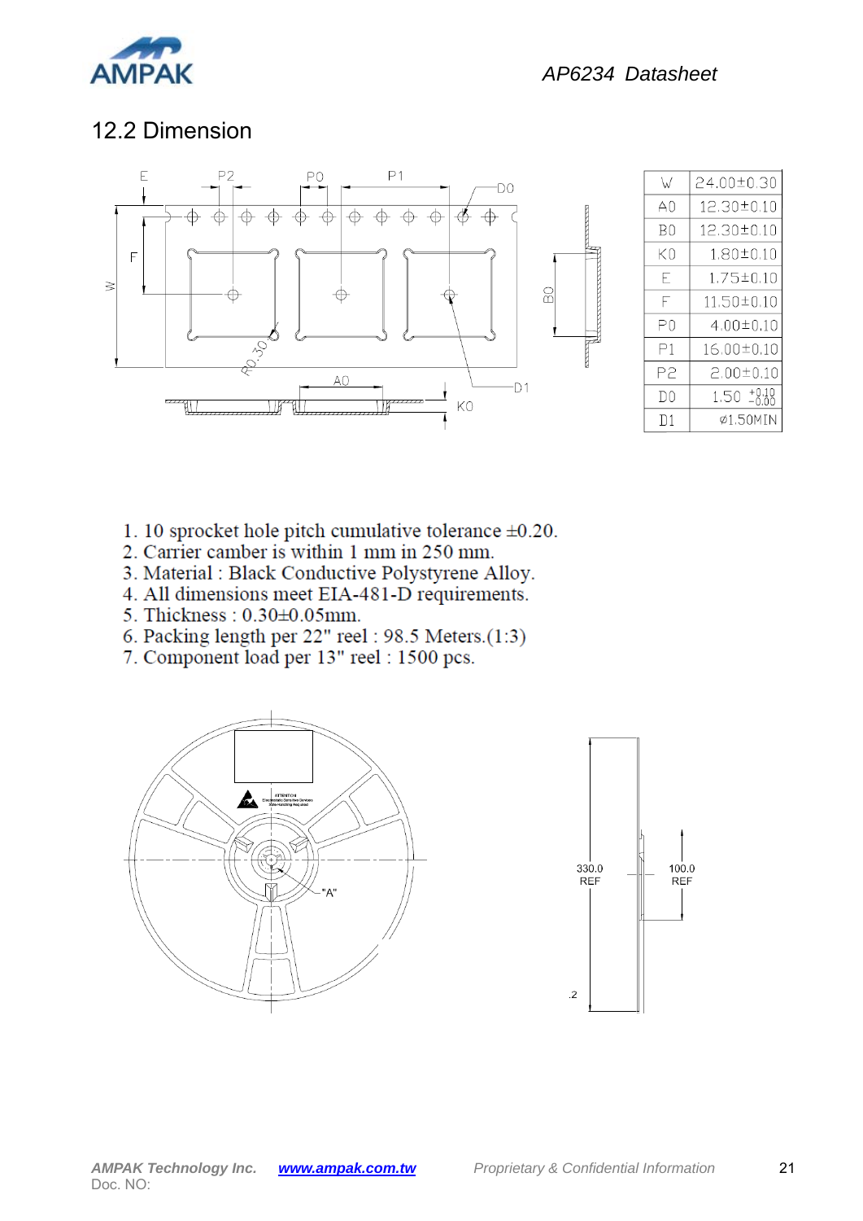## 12.2 Dimension

| W | 24.00±0.30 |
|---|---|
| A0 | 12.30±0.10 |
| B0 | 12.30±0.10 |
| K0 | 1.80±0.10 |
| E | 1.75±0.10 |
| F | 11.50±0.10 |
| P0 | 4.00±0.10 |
| P1 | 16.00±0.10 |
| P2 | 2.00±0.10 |
| D0 | 1.50 $^{+0.10}_{-0.00}$ |
| D1 | ∅1.50MIN |

1. 10 sprocket hole pitch cumulative tolerance ±0.20.
2. Carrier camber is within 1 mm in 250 mm.
3. Material : Black Conductive Polystyrene Alloy.
4. All dimensions meet EIA-481-D requirements.
5. Thickness : 0.30±0.05mm.
6. Packing length per 22" reel : 98.5 Meters.(1:3)
7. Component load per 13" reel : 1500 pcs.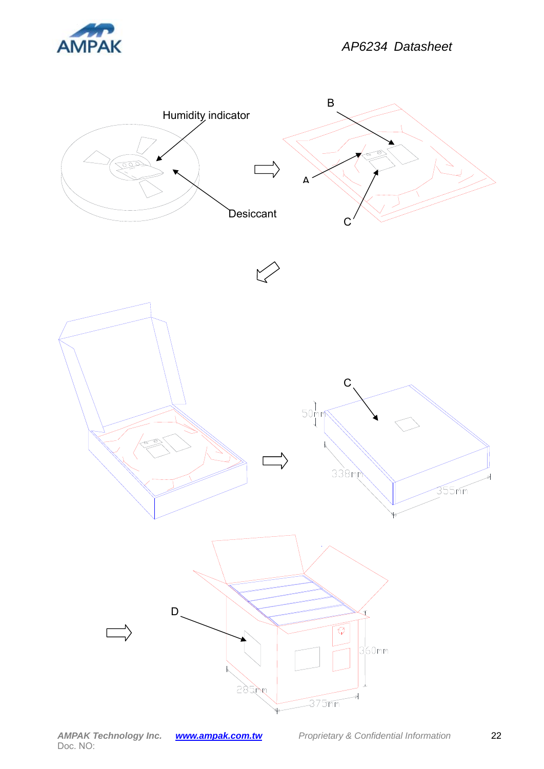Humidity indicator

Desiccant

A

B

C

50mm

338mm

355mm

C

D

360mm

285mm

375mm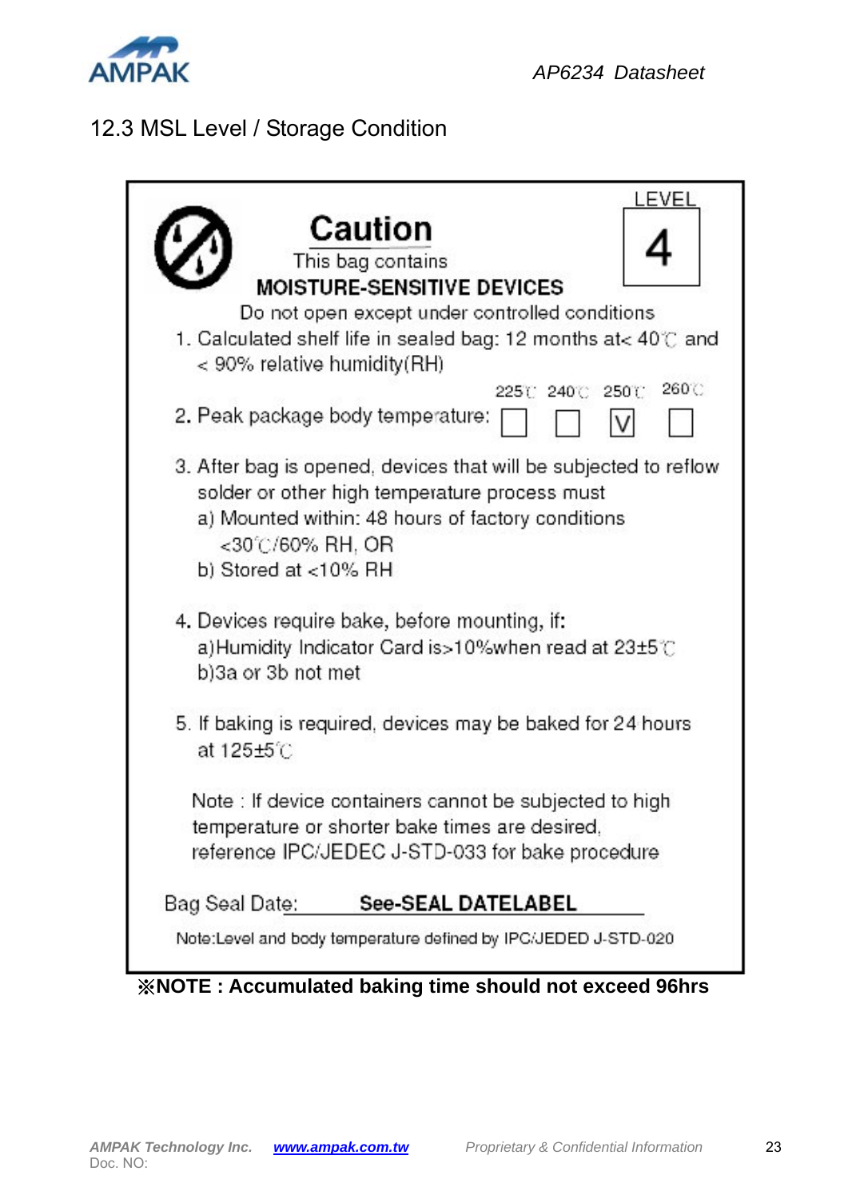## 12.3 MSL Level / Storage Condition

**Caution**

This bag contains

**MOISTURE-SENSITIVE DEVICES**

LEVEL **4**

Do not open except under controlled conditions

1. Calculated shelf life in sealed bag: 12 months at< 40℃ and < 90% relative humidity(RH)

2. Peak package body temperature:

| 225℃ | 240℃ | 250℃ | 260℃ |
|---|---|---|---|
| ☐ | ☐ | ☑ | ☐ |

3. After bag is opened, devices that will be subjected to reflow solder or other high temperature process must
   - a) Mounted within: 48 hours of factory conditions <30℃/60% RH, OR
   - b) Stored at <10% RH

4. Devices require bake, before mounting, if:
   - a) Humidity Indicator Card is>10%when read at 23±5℃
   - b) 3a or 3b not met

5. If baking is required, devices may be baked for 24 hours at 125±5℃

Note : If device containers cannot be subjected to high temperature or shorter bake times are desired, reference IPC/JEDEC J-STD-033 for bake procedure

Bag Seal Date: **See-SEAL DATELABEL**

Note:Level and body temperature defined by IPC/JEDED J-STD-020

**※NOTE : Accumulated baking time should not exceed 96hrs**